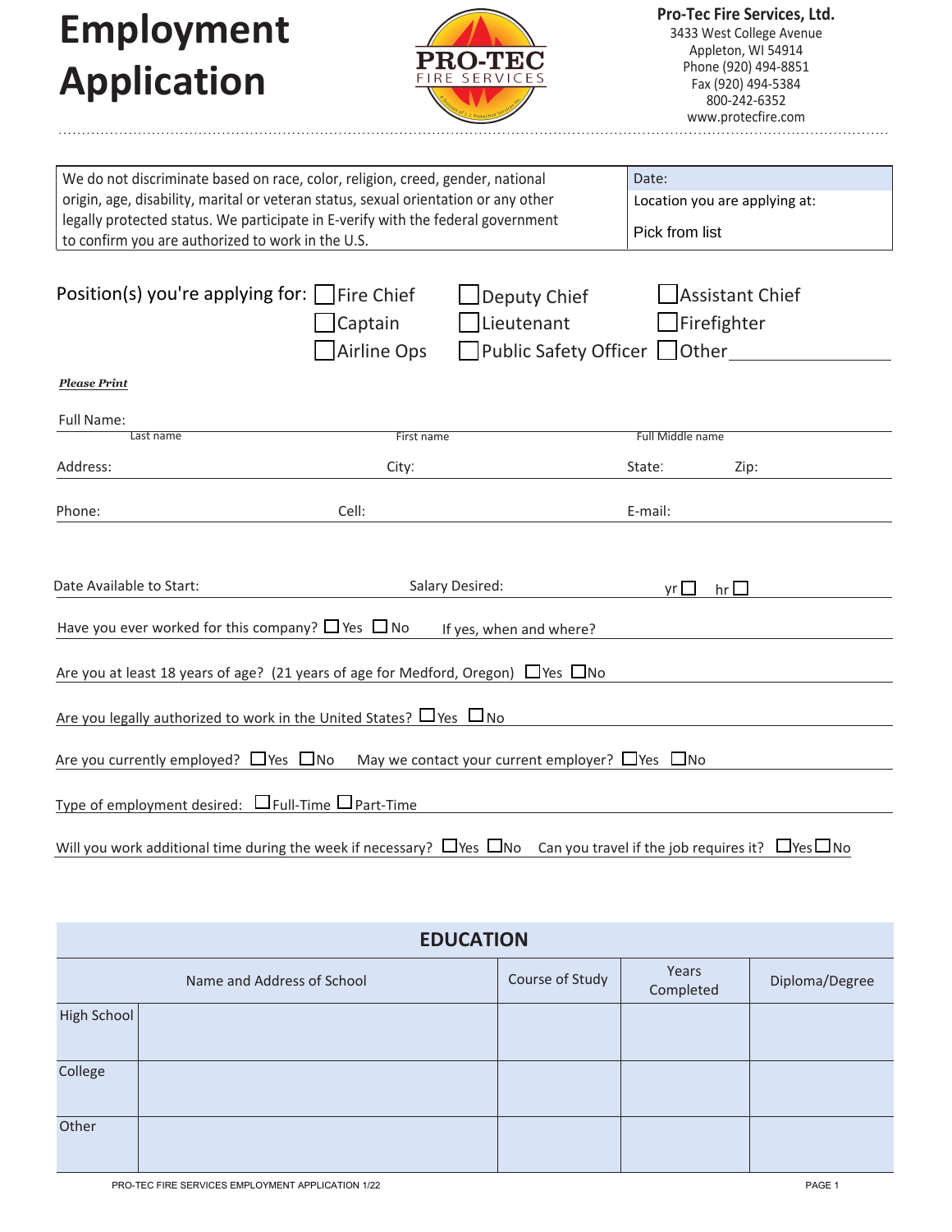# Employment Application

**Pro-Tec Fire Services, Ltd.**
3433 West College Avenue
Appleton, WI 54914
Phone (920) 494-8851
Fax (920) 494-5384
800-242-6352
www.protecfire.com

| We do not discriminate based on race, color, religion, creed, gender, national origin, age, disability, marital or veteran status, sexual orientation or any other legally protected status. We participate in E-verify with the federal government to confirm you are authorized to work in the U.S. | Date: |
|---|---|
| | Location you are applying at: Pick from list |

Position(s) you're applying for:
- ☐ Fire Chief
- ☐ Deputy Chief
- ☐ Assistant Chief
- ☐ Captain
- ☐ Lieutenant
- ☐ Firefighter
- ☐ Airline Ops
- ☐ Public Safety Officer
- ☐ Other ___________

***Please Print***

Full Name: ___________ Last name ___________ First name ___________ Full Middle name

Address: ___________ City: ___________ State: ___________ Zip: ___________

Phone: ___________ Cell: ___________ E-mail: ___________

Date Available to Start: ___________ Salary Desired: ___________ yr ☐ hr ☐

Have you ever worked for this company? ☐ Yes ☐ No If yes, when and where? ___________

Are you at least 18 years of age? (21 years of age for Medford, Oregon) ☐ Yes ☐ No

Are you legally authorized to work in the United States? ☐ Yes ☐ No

Are you currently employed? ☐ Yes ☐ No May we contact your current employer? ☐ Yes ☐ No

Type of employment desired: ☐ Full-Time ☐ Part-Time

Will you work additional time during the week if necessary? ☐ Yes ☐ No Can you travel if the job requires it? ☐ Yes ☐ No

## EDUCATION

| | Name and Address of School | Course of Study | Years Completed | Diploma/Degree |
|---|---|---|---|---|
| High School | | | | |
| College | | | | |
| Other | | | | |

PRO-TEC FIRE SERVICES EMPLOYMENT APPLICATION 1/22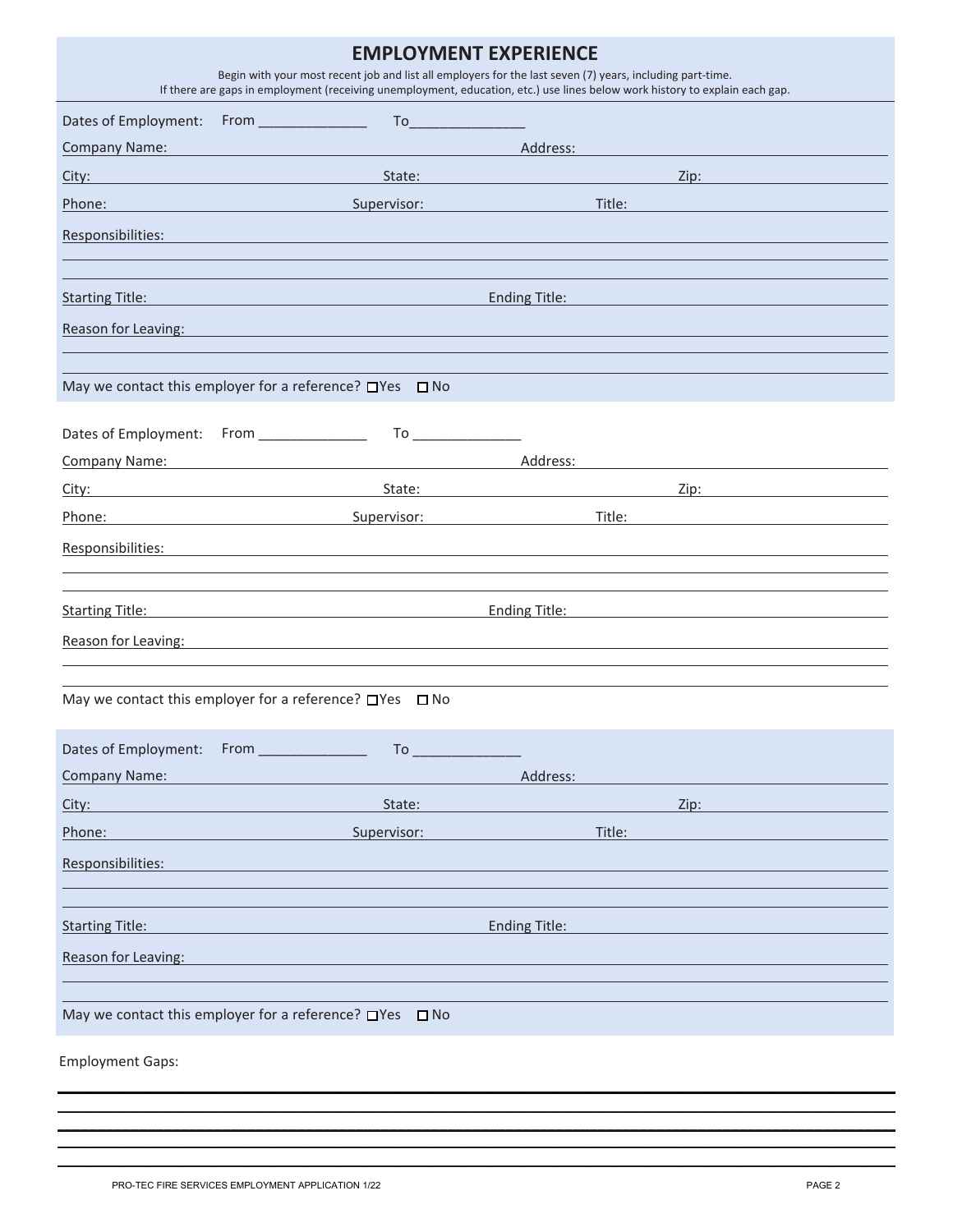# EMPLOYMENT EXPERIENCE

Begin with your most recent job and list all employers for the last seven (7) years, including part-time.
If there are gaps in employment (receiving unemployment, education, etc.) use lines below work history to explain each gap.

Dates of Employment: From ______________ To______________

Company Name: ______________ Address: ______________

City: ______________ State: ______________ Zip: ______________

Phone: ______________ Supervisor: ______________ Title: ______________

Responsibilities: ______________

Starting Title: ______________ Ending Title: ______________

Reason for Leaving: ______________

May we contact this employer for a reference? ☐Yes ☐No

Dates of Employment: From ______________ To ______________

Company Name: ______________ Address: ______________

City: ______________ State: ______________ Zip: ______________

Phone: ______________ Supervisor: ______________ Title: ______________

Responsibilities: ______________

Starting Title: ______________ Ending Title: ______________

Reason for Leaving: ______________

May we contact this employer for a reference? ☐Yes ☐No

Dates of Employment: From ______________ To ______________

Company Name: ______________ Address: ______________

City: ______________ State: ______________ Zip: ______________

Phone: ______________ Supervisor: ______________ Title: ______________

Responsibilities: ______________

Starting Title: ______________ Ending Title: ______________

Reason for Leaving: ______________

May we contact this employer for a reference? ☐Yes ☐No

Employment Gaps:

PRO-TEC FIRE SERVICES EMPLOYMENT APPLICATION 1/22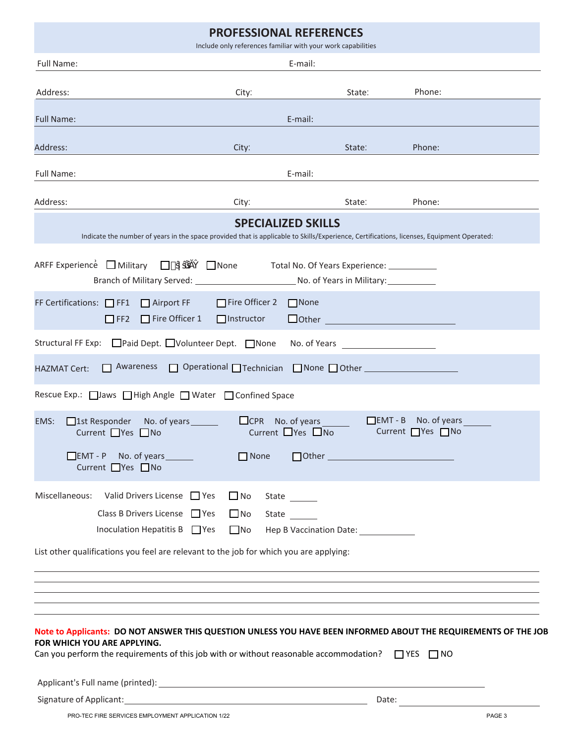## PROFESSIONAL REFERENCES

Include only references familiar with your work capabilities

Full Name: E-mail:

Address: City: State: Phone:

Full Name: E-mail:

Address: City: State: Phone:

Full Name: E-mail:

Address: City: State: Phone:

## SPECIALIZED SKILLS

Indicate the number of years in the space provided that is applicable to Skills/Experience, Certifications, licenses, Equipment Operated:

ARFF Experience ☐ Military ☐ ☐ None Total No. Of Years Experience: ___________

Branch of Military Served: ____________________ No. of Years in Military: ___________

FF Certifications: ☐ FF1 ☐ Airport FF ☐ Fire Officer 2 ☐ None
☐ FF2 ☐ Fire Officer 1 ☐ Instructor ☐ Other ____________________

Structural FF Exp: ☐ Paid Dept. ☐ Volunteer Dept. ☐ None No. of Years ____________

HAZMAT Cert: ☐ Awareness ☐ Operational ☐ Technician ☐ None ☐ Other ____________

Rescue Exp.: ☐ Jaws ☐ High Angle ☐ Water ☐ Confined Space

EMS: ☐ 1st Responder No. of years ______ Current ☐ Yes ☐ No
☐ CPR No. of years ______ Current ☐ Yes ☐ No
☐ EMT - B No. of years ______ Current ☐ Yes ☐ No
☐ EMT - P No. of years ______ Current ☐ Yes ☐ No
☐ None ☐ Other ____________________

Miscellaneous: Valid Drivers License ☐ Yes ☐ No State ______
Class B Drivers License ☐ Yes ☐ No State ______
Inoculation Hepatitis B ☐ Yes ☐ No Hep B Vaccination Date: ___________

List other qualifications you feel are relevant to the job for which you are applying:

______________________________________________________________________________

______________________________________________________________________________

______________________________________________________________________________

______________________________________________________________________________

**Note to Applicants: DO NOT ANSWER THIS QUESTION UNLESS YOU HAVE BEEN INFORMED ABOUT THE REQUIREMENTS OF THE JOB FOR WHICH YOU ARE APPLYING.**

Can you perform the requirements of this job with or without reasonable accommodation? ☐ YES ☐ NO

Applicant's Full name (printed): ____________________________________________

Signature of Applicant: ____________________________ Date: ______________

PRO-TEC FIRE SERVICES EMPLOYMENT APPLICATION 1/22